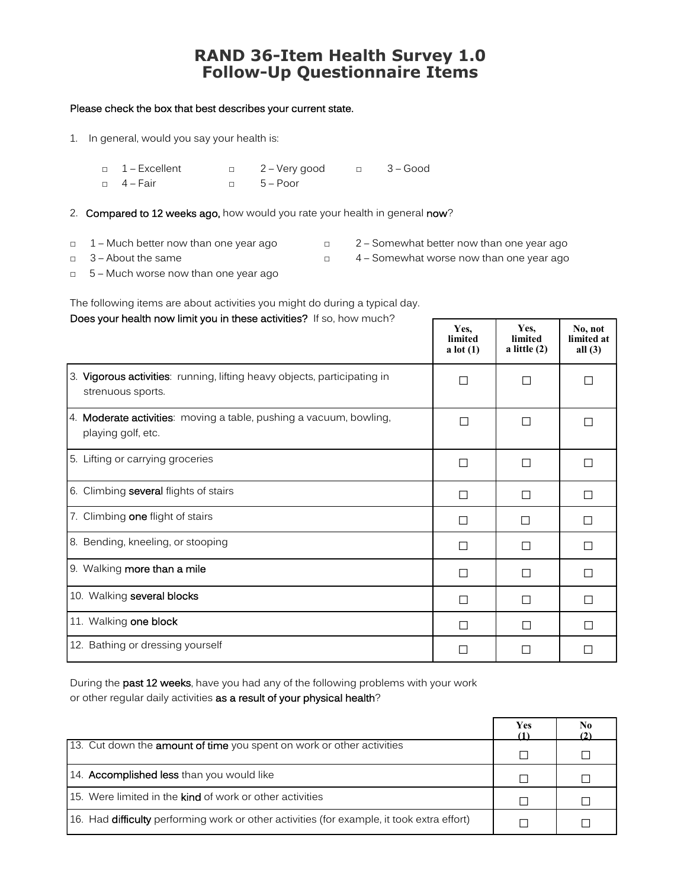# RAND 36-Item Health Survey 1.0
# Follow-Up Questionnaire Items

**Please check the box that best describes your current state.**

1. In general, would you say your health is:

   □ 1 – Excellent　　□ 2 – Very good　　□ 3 – Good
   □ 4 – Fair　　□ 5 – Poor

2. **Compared to 12 weeks ago,** how would you rate your health in general **now**?

□ 1 – Much better now than one year ago
□ 2 – Somewhat better now than one year ago
□ 3 – About the same
□ 4 – Somewhat worse now than one year ago
□ 5 – Much worse now than one year ago

The following items are about activities you might do during a typical day.
**Does your health now limit you in these activities?** If so, how much?

| | Yes, limited a lot (1) | Yes, limited a little (2) | No, not limited at all (3) |
|---|---|---|---|
| 3. **Vigorous activities**: running, lifting heavy objects, participating in strenuous sports. | ☐ | ☐ | ☐ |
| 4. **Moderate activities**: moving a table, pushing a vacuum, bowling, playing golf, etc. | ☐ | ☐ | ☐ |
| 5. Lifting or carrying groceries | ☐ | ☐ | ☐ |
| 6. Climbing **several** flights of stairs | ☐ | ☐ | ☐ |
| 7. Climbing **one** flight of stairs | ☐ | ☐ | ☐ |
| 8. Bending, kneeling, or stooping | ☐ | ☐ | ☐ |
| 9. Walking **more than a mile** | ☐ | ☐ | ☐ |
| 10. Walking **several blocks** | ☐ | ☐ | ☐ |
| 11. Walking **one block** | ☐ | ☐ | ☐ |
| 12. Bathing or dressing yourself | ☐ | ☐ | ☐ |

During the **past 12 weeks**, have you had any of the following problems with your work or other regular daily activities **as a result of your physical health**?

| | Yes (1) | No (2) |
|---|---|---|
| 13. Cut down the **amount of time** you spent on work or other activities | ☐ | ☐ |
| 14. **Accomplished less** than you would like | ☐ | ☐ |
| 15. Were limited in the **kind** of work or other activities | ☐ | ☐ |
| 16. Had **difficulty** performing work or other activities (for example, it took extra effort) | ☐ | ☐ |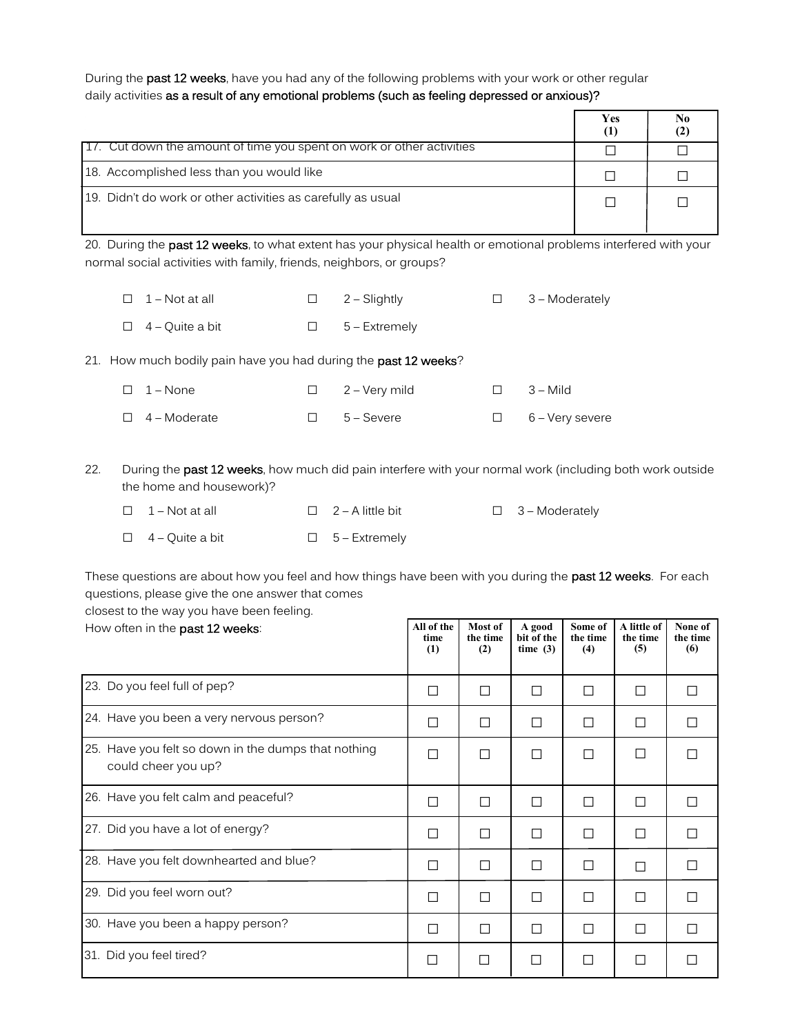During the **past 12 weeks**, have you had any of the following problems with your work or other regular daily activities **as a result of any emotional problems (such as feeling depressed or anxious)?**

| | Yes (1) | No (2) |
|---|---|---|
| 17. Cut down the amount of time you spent on work or other activities | ☐ | ☐ |
| 18. Accomplished less than you would like | ☐ | ☐ |
| 19. Didn't do work or other activities as carefully as usual | ☐ | ☐ |

20. During the **past 12 weeks**, to what extent has your physical health or emotional problems interfered with your normal social activities with family, friends, neighbors, or groups?

☐ 1 – Not at all ☐ 2 – Slightly ☐ 3 – Moderately

☐ 4 – Quite a bit ☐ 5 – Extremely

21. How much bodily pain have you had during the **past 12 weeks**?

☐ 1 – None ☐ 2 – Very mild ☐ 3 – Mild

☐ 4 – Moderate ☐ 5 – Severe ☐ 6 – Very severe

22. During the **past 12 weeks**, how much did pain interfere with your normal work (including both work outside the home and housework)?

☐ 1 – Not at all ☐ 2 – A little bit ☐ 3 – Moderately

☐ 4 – Quite a bit ☐ 5 – Extremely

These questions are about how you feel and how things have been with you during the **past 12 weeks**. For each questions, please give the one answer that comes closest to the way you have been feeling.

| How often in the **past 12 weeks**: | All of the time (1) | Most of the time (2) | A good bit of the time (3) | Some of the time (4) | A little of the time (5) | None of the time (6) |
|---|---|---|---|---|---|---|
| 23. Do you feel full of pep? | ☐ | ☐ | ☐ | ☐ | ☐ | ☐ |
| 24. Have you been a very nervous person? | ☐ | ☐ | ☐ | ☐ | ☐ | ☐ |
| 25. Have you felt so down in the dumps that nothing could cheer you up? | ☐ | ☐ | ☐ | ☐ | ☐ | ☐ |
| 26. Have you felt calm and peaceful? | ☐ | ☐ | ☐ | ☐ | ☐ | ☐ |
| 27. Did you have a lot of energy? | ☐ | ☐ | ☐ | ☐ | ☐ | ☐ |
| 28. Have you felt downhearted and blue? | ☐ | ☐ | ☐ | ☐ | ☐ | ☐ |
| 29. Did you feel worn out? | ☐ | ☐ | ☐ | ☐ | ☐ | ☐ |
| 30. Have you been a happy person? | ☐ | ☐ | ☐ | ☐ | ☐ | ☐ |
| 31. Did you feel tired? | ☐ | ☐ | ☐ | ☐ | ☐ | ☐ |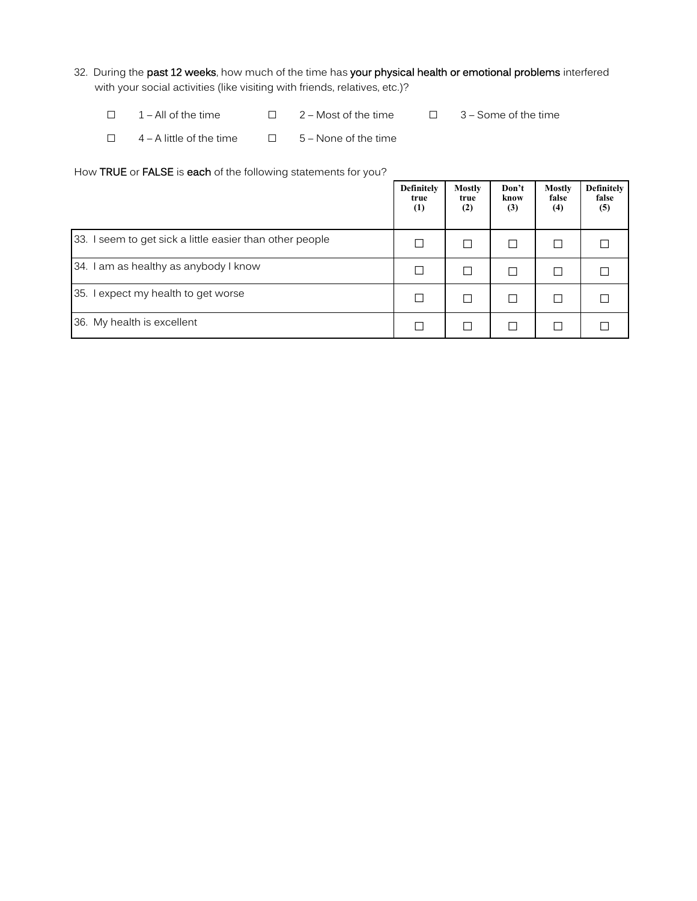32. During the **past 12 weeks**, how much of the time has **your physical health or emotional problems** interfered with your social activities (like visiting with friends, relatives, etc.)?

☐ 1 – All of the time ☐ 2 – Most of the time ☐ 3 – Some of the time

☐ 4 – A little of the time ☐ 5 – None of the time

How **TRUE** or **FALSE** is **each** of the following statements for you?

| | Definitely true (1) | Mostly true (2) | Don't know (3) | Mostly false (4) | Definitely false (5) |
|---|---|---|---|---|---|
| 33. I seem to get sick a little easier than other people | ☐ | ☐ | ☐ | ☐ | ☐ |
| 34. I am as healthy as anybody I know | ☐ | ☐ | ☐ | ☐ | ☐ |
| 35. I expect my health to get worse | ☐ | ☐ | ☐ | ☐ | ☐ |
| 36. My health is excellent | ☐ | ☐ | ☐ | ☐ | ☐ |